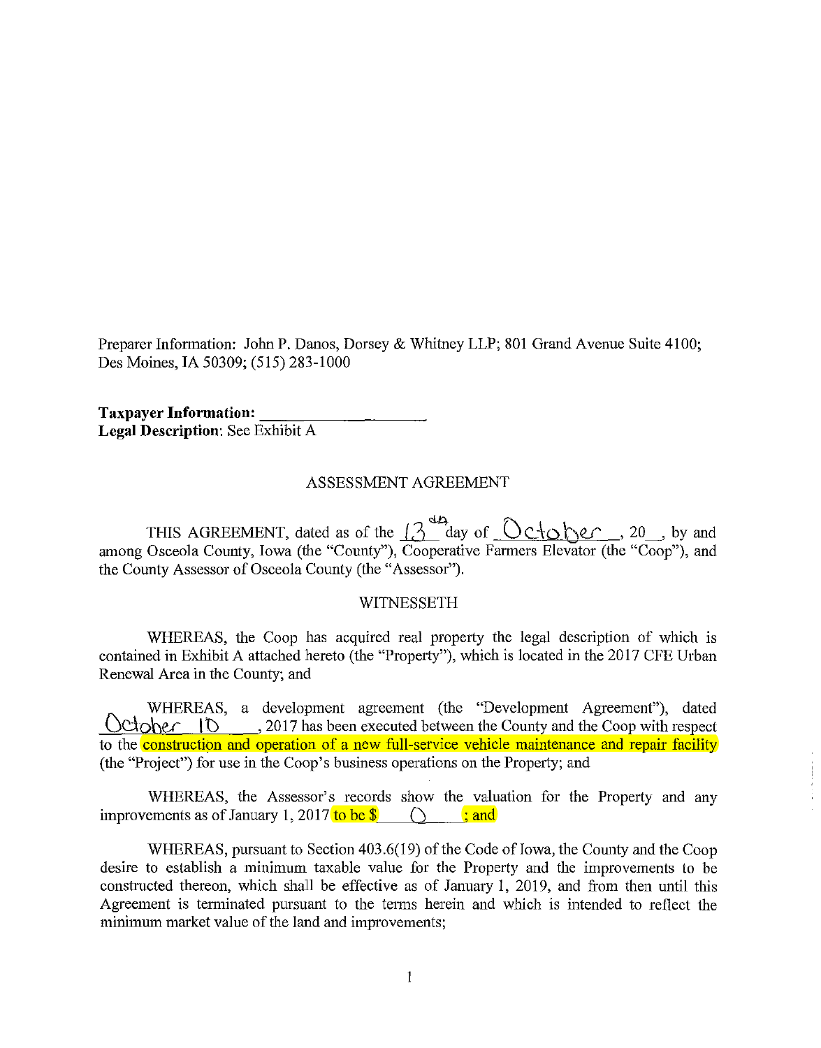Preparer Information: John P. Danos, Dorsey & Whitney LLP; 801 Grand Avenue Suite 4100; Des Moines, IA 50309; (515) 283-1000

**Taxpayer Information:** ____________________
**Legal Description**: See Exhibit A

ASSESSMENT AGREEMENT

THIS AGREEMENT, dated as of the 13th day of October, 20__, by and among Osceola County, Iowa (the "County"), Cooperative Farmers Elevator (the "Coop"), and the County Assessor of Osceola County (the "Assessor").

WITNESSETH

WHEREAS, the Coop has acquired real property the legal description of which is contained in Exhibit A attached hereto (the "Property"), which is located in the 2017 CFE Urban Renewal Area in the County; and

WHEREAS, a development agreement (the "Development Agreement"), dated October 10, 2017 has been executed between the County and the Coop with respect to the construction and operation of a new full-service vehicle maintenance and repair facility (the "Project") for use in the Coop's business operations on the Property; and

WHEREAS, the Assessor's records show the valuation for the Property and any improvements as of January 1, 2017 to be $ 0 ; and

WHEREAS, pursuant to Section 403.6(19) of the Code of Iowa, the County and the Coop desire to establish a minimum taxable value for the Property and the improvements to be constructed thereon, which shall be effective as of January 1, 2019, and from then until this Agreement is terminated pursuant to the terms herein and which is intended to reflect the minimum market value of the land and improvements;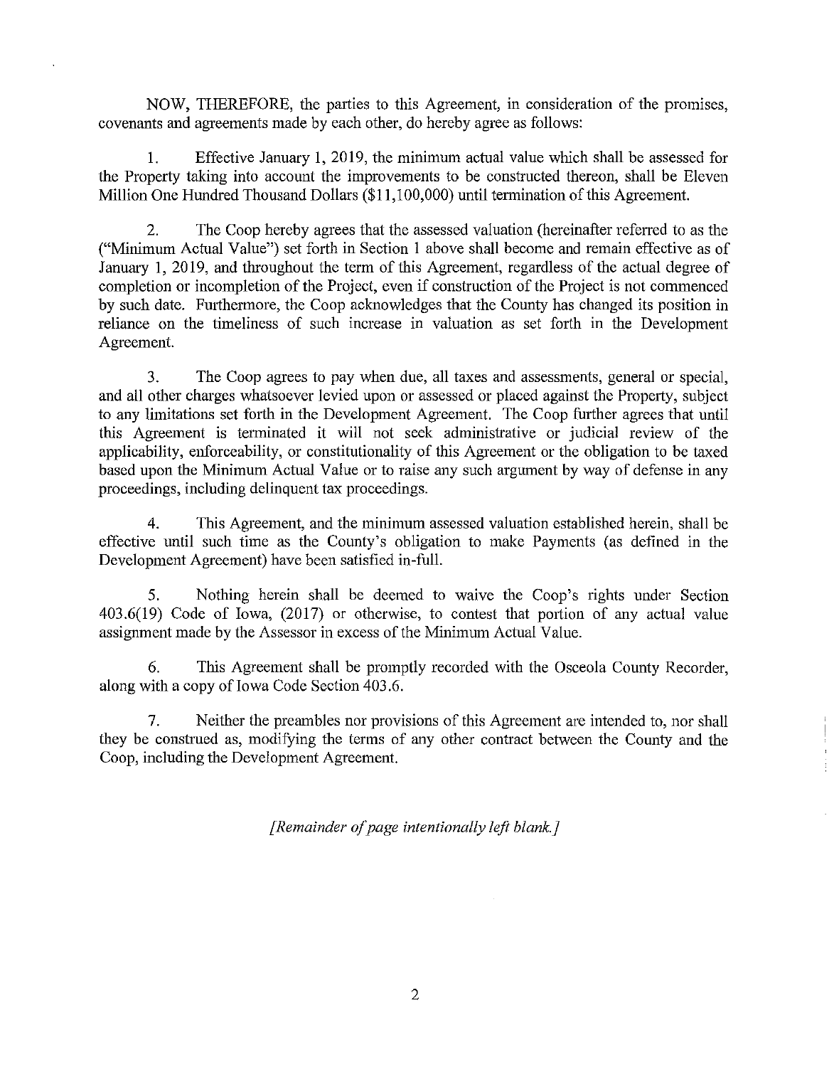NOW, THEREFORE, the parties to this Agreement, in consideration of the promises, covenants and agreements made by each other, do hereby agree as follows:

1. Effective January 1, 2019, the minimum actual value which shall be assessed for the Property taking into account the improvements to be constructed thereon, shall be Eleven Million One Hundred Thousand Dollars ($11,100,000) until termination of this Agreement.

2. The Coop hereby agrees that the assessed valuation (hereinafter referred to as the ("Minimum Actual Value") set forth in Section 1 above shall become and remain effective as of January 1, 2019, and throughout the term of this Agreement, regardless of the actual degree of completion or incompletion of the Project, even if construction of the Project is not commenced by such date. Furthermore, the Coop acknowledges that the County has changed its position in reliance on the timeliness of such increase in valuation as set forth in the Development Agreement.

3. The Coop agrees to pay when due, all taxes and assessments, general or special, and all other charges whatsoever levied upon or assessed or placed against the Property, subject to any limitations set forth in the Development Agreement. The Coop further agrees that until this Agreement is terminated it will not seek administrative or judicial review of the applicability, enforceability, or constitutionality of this Agreement or the obligation to be taxed based upon the Minimum Actual Value or to raise any such argument by way of defense in any proceedings, including delinquent tax proceedings.

4. This Agreement, and the minimum assessed valuation established herein, shall be effective until such time as the County's obligation to make Payments (as defined in the Development Agreement) have been satisfied in-full.

5. Nothing herein shall be deemed to waive the Coop's rights under Section 403.6(19) Code of Iowa, (2017) or otherwise, to contest that portion of any actual value assignment made by the Assessor in excess of the Minimum Actual Value.

6. This Agreement shall be promptly recorded with the Osceola County Recorder, along with a copy of Iowa Code Section 403.6.

7. Neither the preambles nor provisions of this Agreement are intended to, nor shall they be construed as, modifying the terms of any other contract between the County and the Coop, including the Development Agreement.

*[Remainder of page intentionally left blank.]*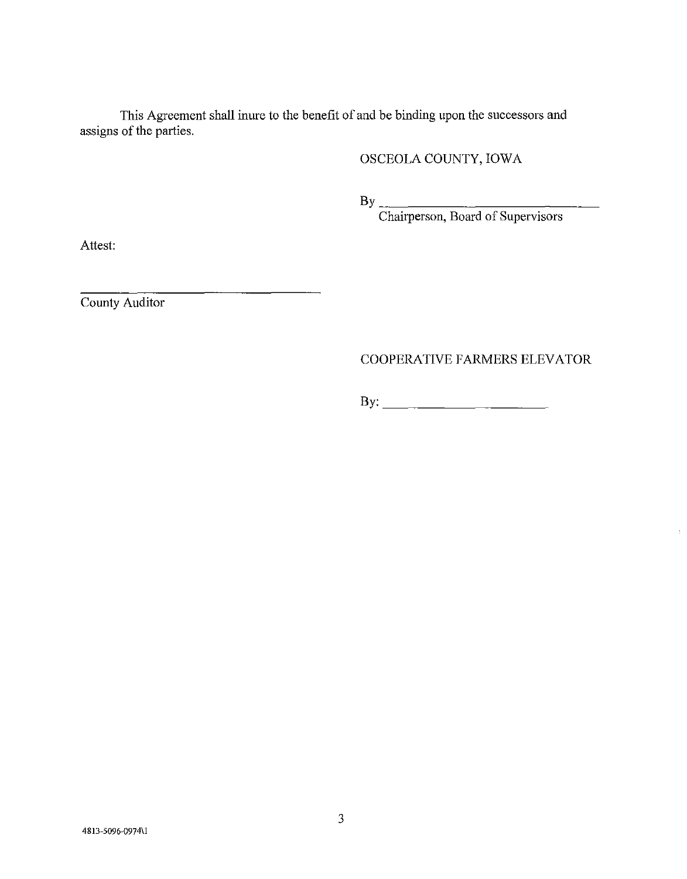This Agreement shall inure to the benefit of and be binding upon the successors and assigns of the parties.

OSCEOLA COUNTY, IOWA

By ________________________________
Chairperson, Board of Supervisors

Attest:

________________________________
County Auditor

COOPERATIVE FARMERS ELEVATOR

By: ________________________

4813-5096-0974\1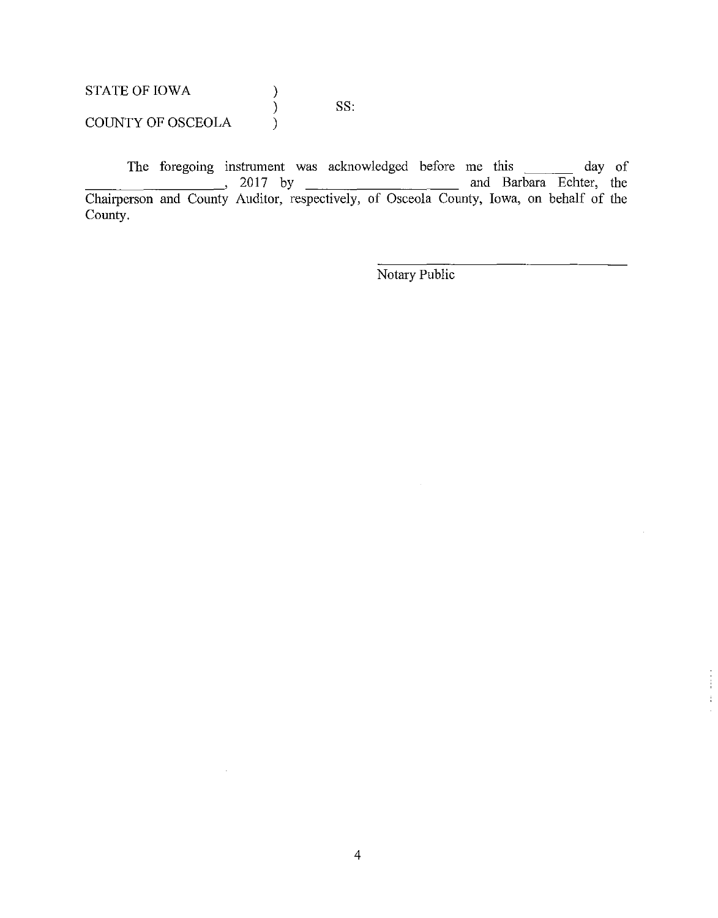STATE OF IOWA )
) SS:
COUNTY OF OSCEOLA )

The foregoing instrument was acknowledged before me this _______ day of ___________________, 2017 by _______________________ and Barbara Echter, the Chairperson and County Auditor, respectively, of Osceola County, Iowa, on behalf of the County.

_______________________________
Notary Public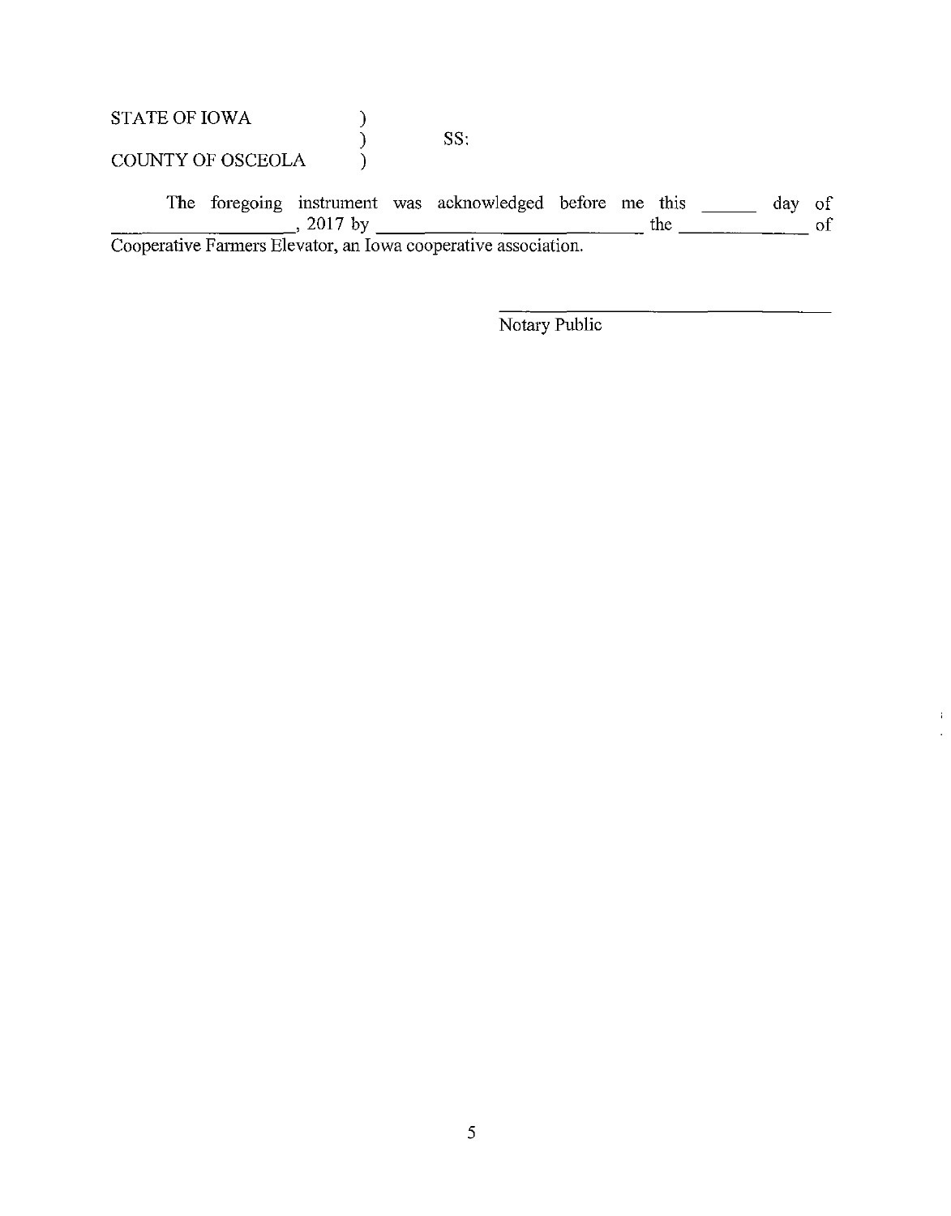STATE OF IOWA )
) SS:
COUNTY OF OSCEOLA )

The foregoing instrument was acknowledged before me this ______ day of ____________________, 2017 by ____________________________ the ______________ of Cooperative Farmers Elevator, an Iowa cooperative association.

_________________________________
Notary Public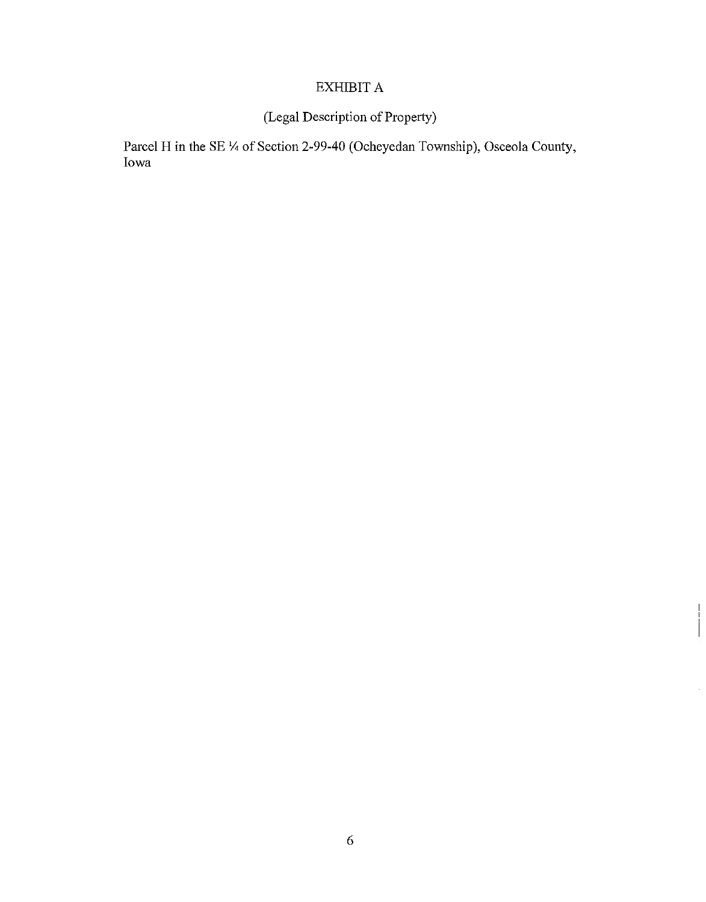# EXHIBIT A

(Legal Description of Property)

Parcel H in the SE ¼ of Section 2-99-40 (Ocheyedan Township), Osceola County, Iowa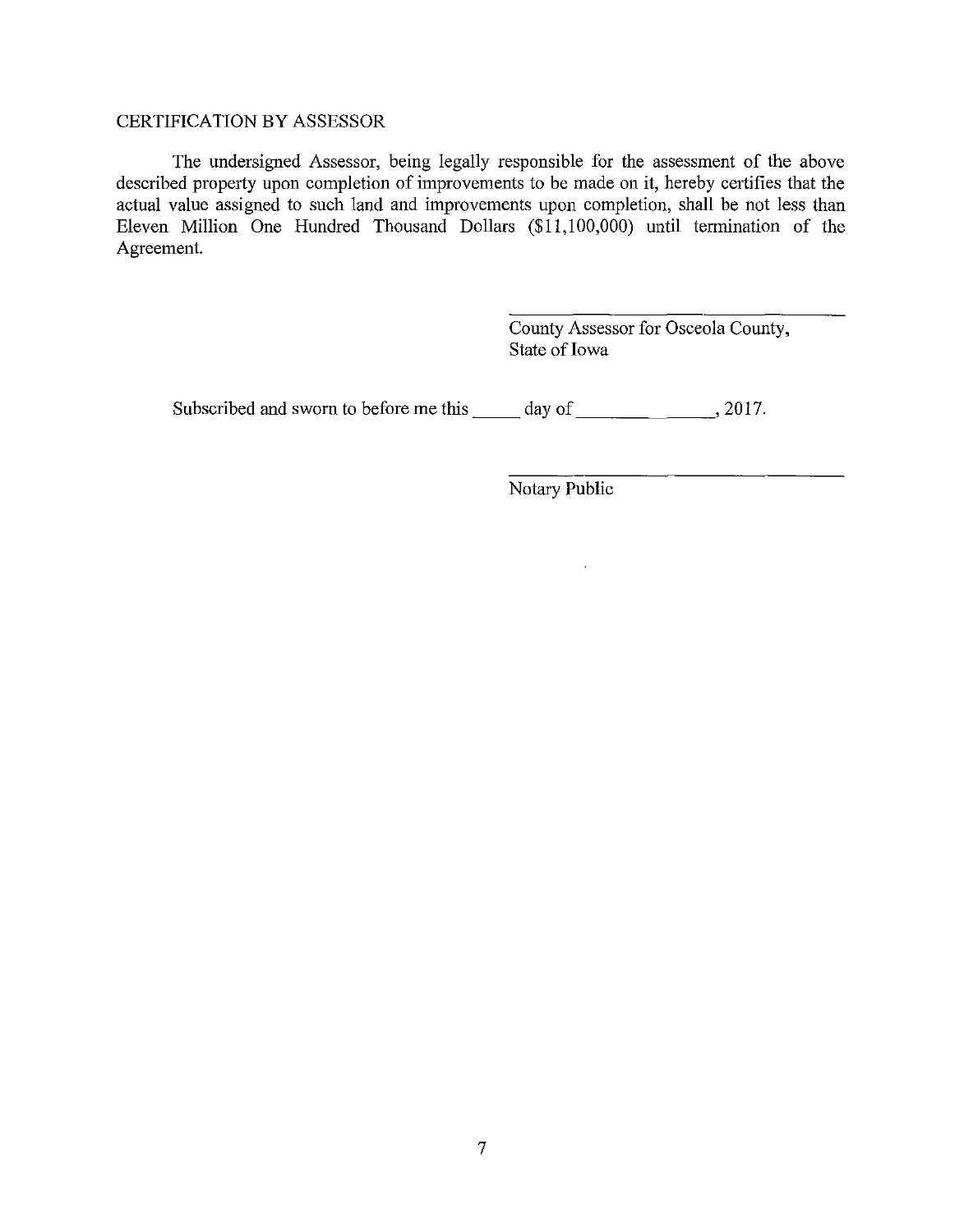## CERTIFICATION BY ASSESSOR

The undersigned Assessor, being legally responsible for the assessment of the above described property upon completion of improvements to be made on it, hereby certifies that the actual value assigned to such land and improvements upon completion, shall be not less than Eleven Million One Hundred Thousand Dollars ($11,100,000) until termination of the Agreement.

\_\_\_\_\_\_\_\_\_\_\_\_\_\_\_\_\_\_\_\_\_\_\_\_\_\_\_\_\_\_\_\_\_\_\_\_
County Assessor for Osceola County,
State of Iowa

Subscribed and sworn to before me this \_\_\_\_\_ day of \_\_\_\_\_\_\_\_\_\_\_\_\_\_\_, 2017.

\_\_\_\_\_\_\_\_\_\_\_\_\_\_\_\_\_\_\_\_\_\_\_\_\_\_\_\_\_\_\_\_\_\_\_\_
Notary Public